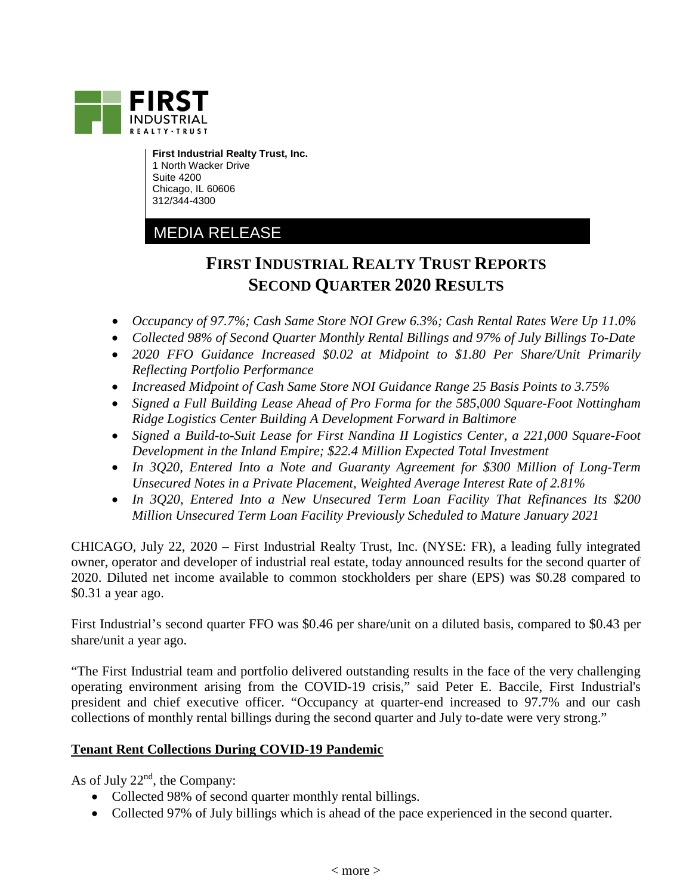FIRST INDUSTRIAL REALTY·TRUST

**First Industrial Realty Trust, Inc.**
1 North Wacker Drive
Suite 4200
Chicago, IL 60606
312/344-4300

MEDIA RELEASE

# FIRST INDUSTRIAL REALTY TRUST REPORTS SECOND QUARTER 2020 RESULTS

- *Occupancy of 97.7%; Cash Same Store NOI Grew 6.3%; Cash Rental Rates Were Up 11.0%*
- *Collected 98% of Second Quarter Monthly Rental Billings and 97% of July Billings To-Date*
- *2020 FFO Guidance Increased $0.02 at Midpoint to $1.80 Per Share/Unit Primarily Reflecting Portfolio Performance*
- *Increased Midpoint of Cash Same Store NOI Guidance Range 25 Basis Points to 3.75%*
- *Signed a Full Building Lease Ahead of Pro Forma for the 585,000 Square-Foot Nottingham Ridge Logistics Center Building A Development Forward in Baltimore*
- *Signed a Build-to-Suit Lease for First Nandina II Logistics Center, a 221,000 Square-Foot Development in the Inland Empire; $22.4 Million Expected Total Investment*
- *In 3Q20, Entered Into a Note and Guaranty Agreement for $300 Million of Long-Term Unsecured Notes in a Private Placement, Weighted Average Interest Rate of 2.81%*
- *In 3Q20, Entered Into a New Unsecured Term Loan Facility That Refinances Its $200 Million Unsecured Term Loan Facility Previously Scheduled to Mature January 2021*

CHICAGO, July 22, 2020 – First Industrial Realty Trust, Inc. (NYSE: FR), a leading fully integrated owner, operator and developer of industrial real estate, today announced results for the second quarter of 2020. Diluted net income available to common stockholders per share (EPS) was $0.28 compared to $0.31 a year ago.

First Industrial's second quarter FFO was $0.46 per share/unit on a diluted basis, compared to $0.43 per share/unit a year ago.

"The First Industrial team and portfolio delivered outstanding results in the face of the very challenging operating environment arising from the COVID-19 crisis," said Peter E. Baccile, First Industrial's president and chief executive officer. "Occupancy at quarter-end increased to 97.7% and our cash collections of monthly rental billings during the second quarter and July to-date were very strong."

## Tenant Rent Collections During COVID-19 Pandemic

As of July 22nd, the Company:

- Collected 98% of second quarter monthly rental billings.
- Collected 97% of July billings which is ahead of the pace experienced in the second quarter.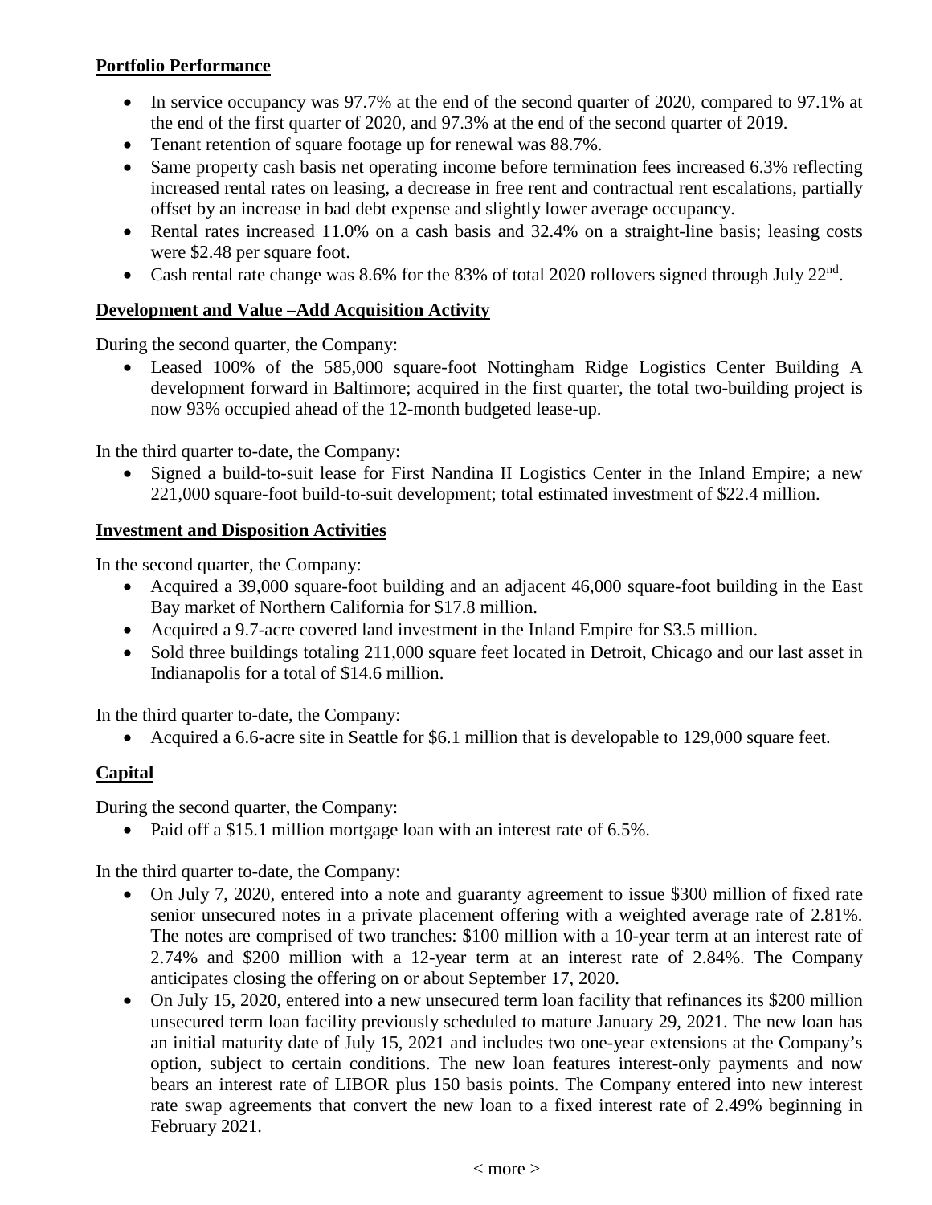**Portfolio Performance**

- In service occupancy was 97.7% at the end of the second quarter of 2020, compared to 97.1% at the end of the first quarter of 2020, and 97.3% at the end of the second quarter of 2019.
- Tenant retention of square footage up for renewal was 88.7%.
- Same property cash basis net operating income before termination fees increased 6.3% reflecting increased rental rates on leasing, a decrease in free rent and contractual rent escalations, partially offset by an increase in bad debt expense and slightly lower average occupancy.
- Rental rates increased 11.0% on a cash basis and 32.4% on a straight-line basis; leasing costs were $2.48 per square foot.
- Cash rental rate change was 8.6% for the 83% of total 2020 rollovers signed through July 22nd.

**Development and Value –Add Acquisition Activity**

During the second quarter, the Company:

- Leased 100% of the 585,000 square-foot Nottingham Ridge Logistics Center Building A development forward in Baltimore; acquired in the first quarter, the total two-building project is now 93% occupied ahead of the 12-month budgeted lease-up.

In the third quarter to-date, the Company:

- Signed a build-to-suit lease for First Nandina II Logistics Center in the Inland Empire; a new 221,000 square-foot build-to-suit development; total estimated investment of $22.4 million.

**Investment and Disposition Activities**

In the second quarter, the Company:

- Acquired a 39,000 square-foot building and an adjacent 46,000 square-foot building in the East Bay market of Northern California for $17.8 million.
- Acquired a 9.7-acre covered land investment in the Inland Empire for $3.5 million.
- Sold three buildings totaling 211,000 square feet located in Detroit, Chicago and our last asset in Indianapolis for a total of $14.6 million.

In the third quarter to-date, the Company:

- Acquired a 6.6-acre site in Seattle for $6.1 million that is developable to 129,000 square feet.

**Capital**

During the second quarter, the Company:

- Paid off a $15.1 million mortgage loan with an interest rate of 6.5%.

In the third quarter to-date, the Company:

- On July 7, 2020, entered into a note and guaranty agreement to issue $300 million of fixed rate senior unsecured notes in a private placement offering with a weighted average rate of 2.81%. The notes are comprised of two tranches: $100 million with a 10-year term at an interest rate of 2.74% and $200 million with a 12-year term at an interest rate of 2.84%. The Company anticipates closing the offering on or about September 17, 2020.
- On July 15, 2020, entered into a new unsecured term loan facility that refinances its $200 million unsecured term loan facility previously scheduled to mature January 29, 2021. The new loan has an initial maturity date of July 15, 2021 and includes two one-year extensions at the Company's option, subject to certain conditions. The new loan features interest-only payments and now bears an interest rate of LIBOR plus 150 basis points. The Company entered into new interest rate swap agreements that convert the new loan to a fixed interest rate of 2.49% beginning in February 2021.

< more >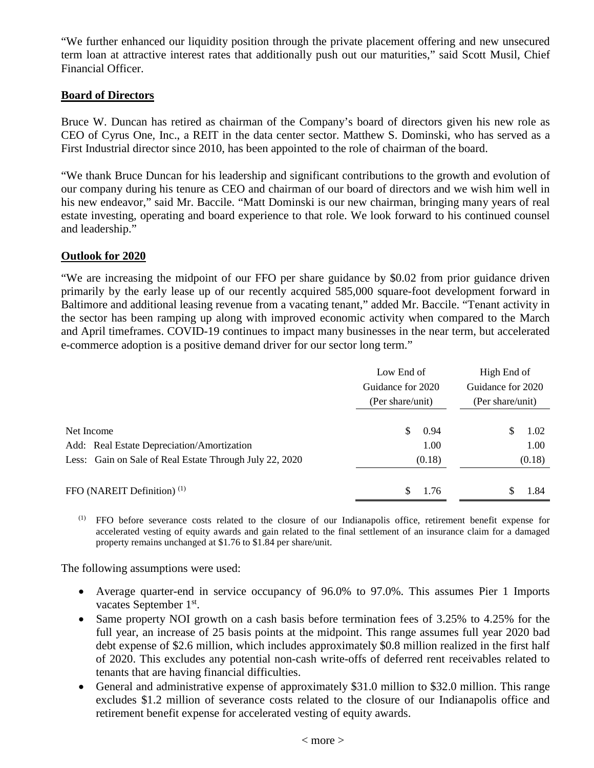"We further enhanced our liquidity position through the private placement offering and new unsecured term loan at attractive interest rates that additionally push out our maturities," said Scott Musil, Chief Financial Officer.

**Board of Directors**

Bruce W. Duncan has retired as chairman of the Company's board of directors given his new role as CEO of Cyrus One, Inc., a REIT in the data center sector. Matthew S. Dominski, who has served as a First Industrial director since 2010, has been appointed to the role of chairman of the board.

"We thank Bruce Duncan for his leadership and significant contributions to the growth and evolution of our company during his tenure as CEO and chairman of our board of directors and we wish him well in his new endeavor," said Mr. Baccile. "Matt Dominski is our new chairman, bringing many years of real estate investing, operating and board experience to that role. We look forward to his continued counsel and leadership."

**Outlook for 2020**

"We are increasing the midpoint of our FFO per share guidance by $0.02 from prior guidance driven primarily by the early lease up of our recently acquired 585,000 square-foot development forward in Baltimore and additional leasing revenue from a vacating tenant," added Mr. Baccile. "Tenant activity in the sector has been ramping up along with improved economic activity when compared to the March and April timeframes. COVID-19 continues to impact many businesses in the near term, but accelerated e-commerce adoption is a positive demand driver for our sector long term."

| | Low End of Guidance for 2020 (Per share/unit) | High End of Guidance for 2020 (Per share/unit) |
|---|---|---|
| Net Income | $ 0.94 | $ 1.02 |
| Add: Real Estate Depreciation/Amortization | 1.00 | 1.00 |
| Less: Gain on Sale of Real Estate Through July 22, 2020 | (0.18) | (0.18) |
| FFO (NAREIT Definition) (1) | $ 1.76 | $ 1.84 |

(1) FFO before severance costs related to the closure of our Indianapolis office, retirement benefit expense for accelerated vesting of equity awards and gain related to the final settlement of an insurance claim for a damaged property remains unchanged at $1.76 to $1.84 per share/unit.

The following assumptions were used:

- Average quarter-end in service occupancy of 96.0% to 97.0%. This assumes Pier 1 Imports vacates September 1st.
- Same property NOI growth on a cash basis before termination fees of 3.25% to 4.25% for the full year, an increase of 25 basis points at the midpoint. This range assumes full year 2020 bad debt expense of $2.6 million, which includes approximately $0.8 million realized in the first half of 2020. This excludes any potential non-cash write-offs of deferred rent receivables related to tenants that are having financial difficulties.
- General and administrative expense of approximately $31.0 million to $32.0 million. This range excludes $1.2 million of severance costs related to the closure of our Indianapolis office and retirement benefit expense for accelerated vesting of equity awards.

< more >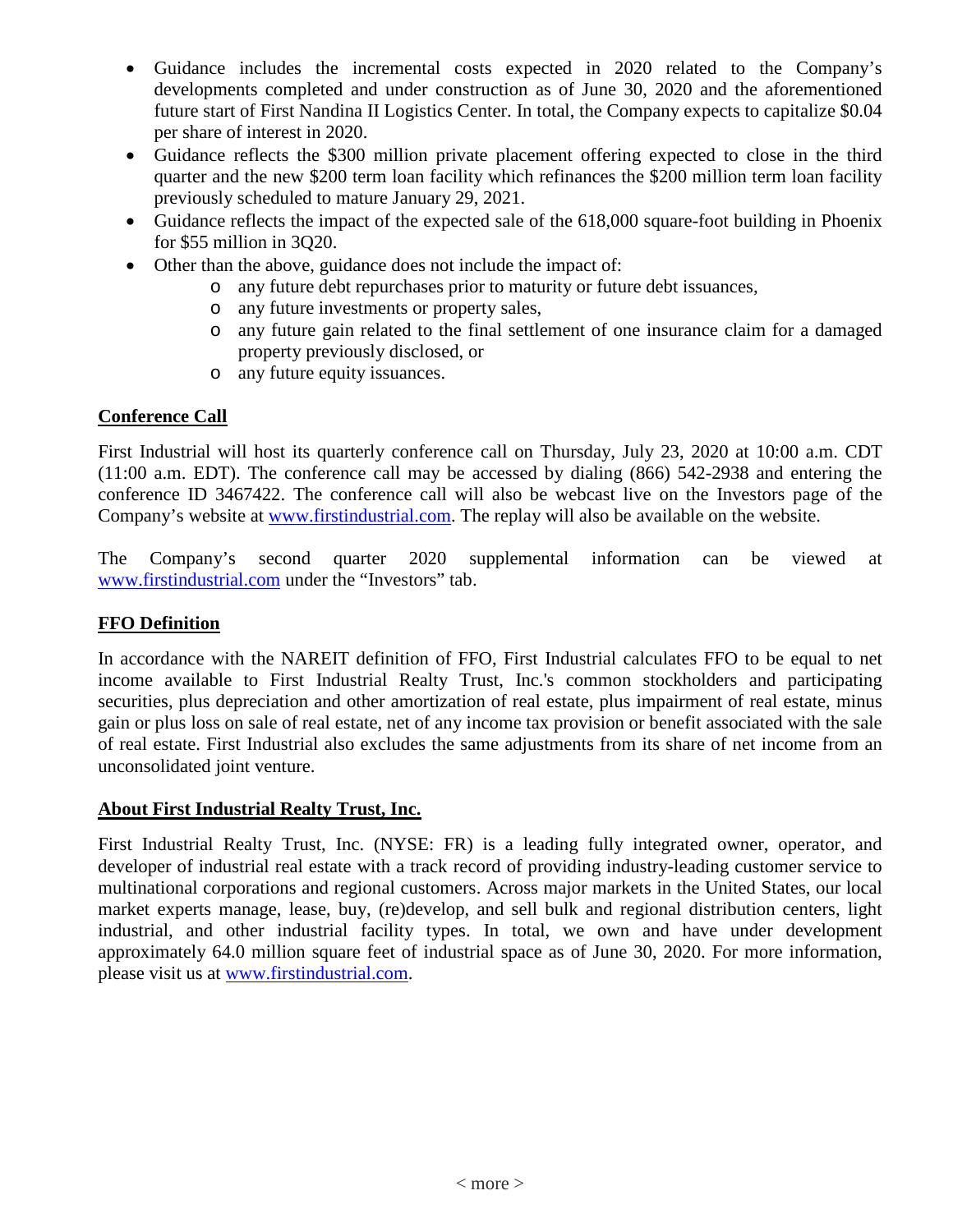- Guidance includes the incremental costs expected in 2020 related to the Company's developments completed and under construction as of June 30, 2020 and the aforementioned future start of First Nandina II Logistics Center. In total, the Company expects to capitalize $0.04 per share of interest in 2020.
- Guidance reflects the $300 million private placement offering expected to close in the third quarter and the new $200 term loan facility which refinances the $200 million term loan facility previously scheduled to mature January 29, 2021.
- Guidance reflects the impact of the expected sale of the 618,000 square-foot building in Phoenix for $55 million in 3Q20.
- Other than the above, guidance does not include the impact of:
    - any future debt repurchases prior to maturity or future debt issuances,
    - any future investments or property sales,
    - any future gain related to the final settlement of one insurance claim for a damaged property previously disclosed, or
    - any future equity issuances.

## Conference Call

First Industrial will host its quarterly conference call on Thursday, July 23, 2020 at 10:00 a.m. CDT (11:00 a.m. EDT). The conference call may be accessed by dialing (866) 542-2938 and entering the conference ID 3467422. The conference call will also be webcast live on the Investors page of the Company's website at www.firstindustrial.com. The replay will also be available on the website.

The Company's second quarter 2020 supplemental information can be viewed at www.firstindustrial.com under the "Investors" tab.

## FFO Definition

In accordance with the NAREIT definition of FFO, First Industrial calculates FFO to be equal to net income available to First Industrial Realty Trust, Inc.'s common stockholders and participating securities, plus depreciation and other amortization of real estate, plus impairment of real estate, minus gain or plus loss on sale of real estate, net of any income tax provision or benefit associated with the sale of real estate. First Industrial also excludes the same adjustments from its share of net income from an unconsolidated joint venture.

## About First Industrial Realty Trust, Inc.

First Industrial Realty Trust, Inc. (NYSE: FR) is a leading fully integrated owner, operator, and developer of industrial real estate with a track record of providing industry-leading customer service to multinational corporations and regional customers. Across major markets in the United States, our local market experts manage, lease, buy, (re)develop, and sell bulk and regional distribution centers, light industrial, and other industrial facility types. In total, we own and have under development approximately 64.0 million square feet of industrial space as of June 30, 2020. For more information, please visit us at www.firstindustrial.com.

< more >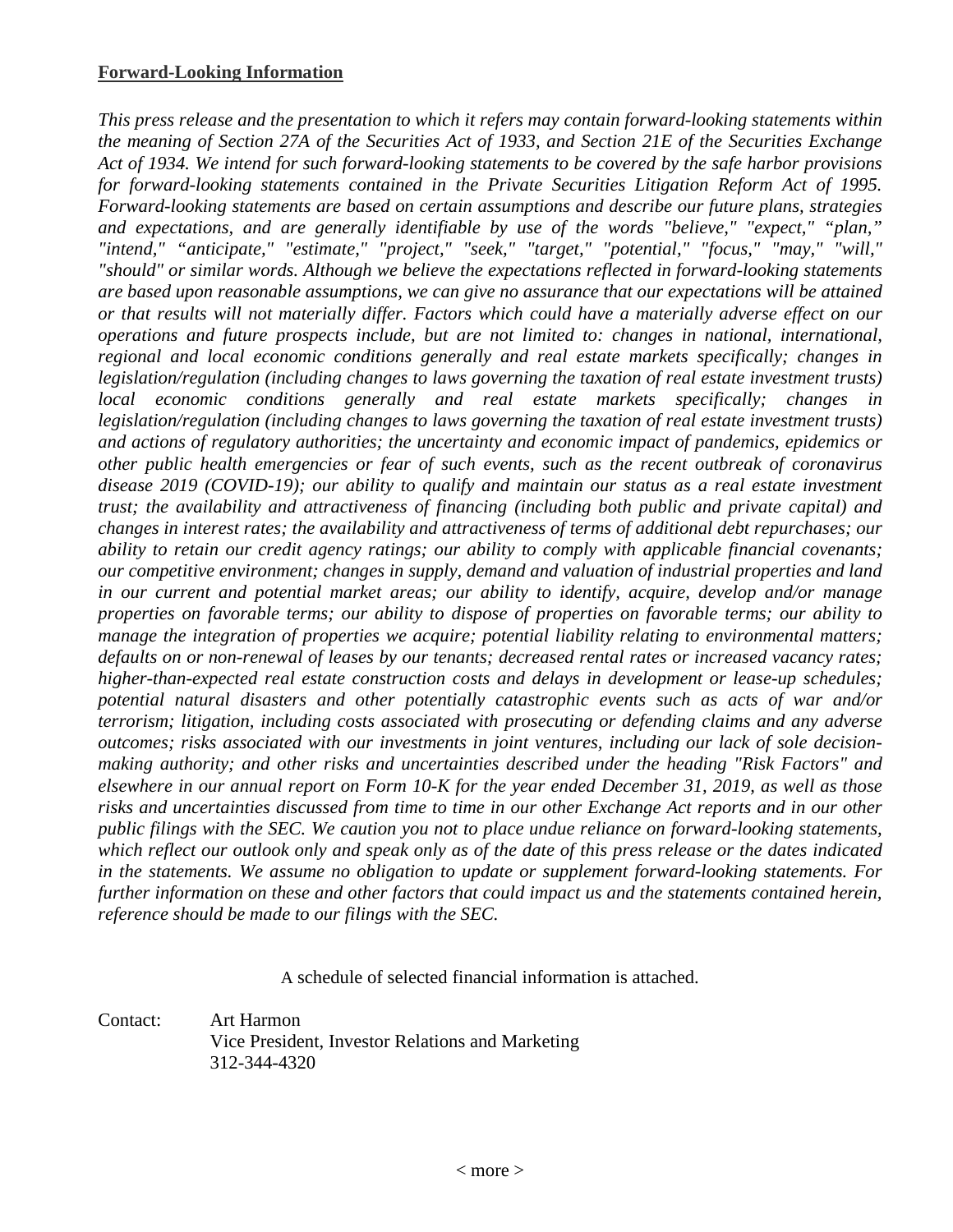**Forward-Looking Information**

*This press release and the presentation to which it refers may contain forward-looking statements within the meaning of Section 27A of the Securities Act of 1933, and Section 21E of the Securities Exchange Act of 1934. We intend for such forward-looking statements to be covered by the safe harbor provisions for forward-looking statements contained in the Private Securities Litigation Reform Act of 1995. Forward-looking statements are based on certain assumptions and describe our future plans, strategies and expectations, and are generally identifiable by use of the words "believe," "expect," "plan," "intend," "anticipate," "estimate," "project," "seek," "target," "potential," "focus," "may," "will," "should" or similar words. Although we believe the expectations reflected in forward-looking statements are based upon reasonable assumptions, we can give no assurance that our expectations will be attained or that results will not materially differ. Factors which could have a materially adverse effect on our operations and future prospects include, but are not limited to: changes in national, international, regional and local economic conditions generally and real estate markets specifically; changes in legislation/regulation (including changes to laws governing the taxation of real estate investment trusts) local economic conditions generally and real estate markets specifically; changes in legislation/regulation (including changes to laws governing the taxation of real estate investment trusts) and actions of regulatory authorities; the uncertainty and economic impact of pandemics, epidemics or other public health emergencies or fear of such events, such as the recent outbreak of coronavirus disease 2019 (COVID-19); our ability to qualify and maintain our status as a real estate investment trust; the availability and attractiveness of financing (including both public and private capital) and changes in interest rates; the availability and attractiveness of terms of additional debt repurchases; our ability to retain our credit agency ratings; our ability to comply with applicable financial covenants; our competitive environment; changes in supply, demand and valuation of industrial properties and land in our current and potential market areas; our ability to identify, acquire, develop and/or manage properties on favorable terms; our ability to dispose of properties on favorable terms; our ability to manage the integration of properties we acquire; potential liability relating to environmental matters; defaults on or non-renewal of leases by our tenants; decreased rental rates or increased vacancy rates; higher-than-expected real estate construction costs and delays in development or lease-up schedules; potential natural disasters and other potentially catastrophic events such as acts of war and/or terrorism; litigation, including costs associated with prosecuting or defending claims and any adverse outcomes; risks associated with our investments in joint ventures, including our lack of sole decision-making authority; and other risks and uncertainties described under the heading "Risk Factors" and elsewhere in our annual report on Form 10-K for the year ended December 31, 2019, as well as those risks and uncertainties discussed from time to time in our other Exchange Act reports and in our other public filings with the SEC. We caution you not to place undue reliance on forward-looking statements, which reflect our outlook only and speak only as of the date of this press release or the dates indicated in the statements. We assume no obligation to update or supplement forward-looking statements. For further information on these and other factors that could impact us and the statements contained herein, reference should be made to our filings with the SEC.*

A schedule of selected financial information is attached.

Contact: Art Harmon
Vice President, Investor Relations and Marketing
312-344-4320

< more >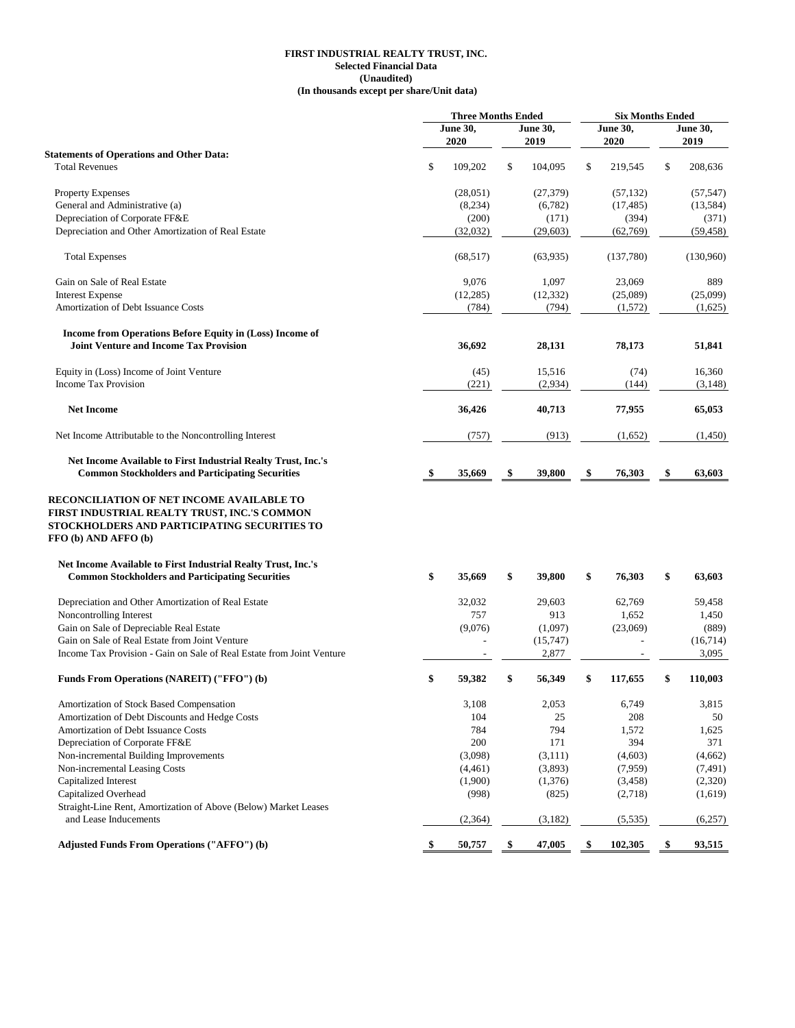**FIRST INDUSTRIAL REALTY TRUST, INC.**
**Selected Financial Data**
**(Unaudited)**
**(In thousands except per share/Unit data)**

| | Three Months Ended | | Six Months Ended | |
|---|---|---|---|---|
| | June 30, 2020 | June 30, 2019 | June 30, 2020 | June 30, 2019 |
| **Statements of Operations and Other Data:** | | | | |
| Total Revenues | $ 109,202 | $ 104,095 | $ 219,545 | $ 208,636 |
| Property Expenses | (28,051) | (27,379) | (57,132) | (57,547) |
| General and Administrative (a) | (8,234) | (6,782) | (17,485) | (13,584) |
| Depreciation of Corporate FF&E | (200) | (171) | (394) | (371) |
| Depreciation and Other Amortization of Real Estate | (32,032) | (29,603) | (62,769) | (59,458) |
| Total Expenses | (68,517) | (63,935) | (137,780) | (130,960) |
| Gain on Sale of Real Estate | 9,076 | 1,097 | 23,069 | 889 |
| Interest Expense | (12,285) | (12,332) | (25,089) | (25,099) |
| Amortization of Debt Issuance Costs | (784) | (794) | (1,572) | (1,625) |
| **Income from Operations Before Equity in (Loss) Income of Joint Venture and Income Tax Provision** | **36,692** | **28,131** | **78,173** | **51,841** |
| Equity in (Loss) Income of Joint Venture | (45) | 15,516 | (74) | 16,360 |
| Income Tax Provision | (221) | (2,934) | (144) | (3,148) |
| **Net Income** | **36,426** | **40,713** | **77,955** | **65,053** |
| Net Income Attributable to the Noncontrolling Interest | (757) | (913) | (1,652) | (1,450) |
| **Net Income Available to First Industrial Realty Trust, Inc.'s Common Stockholders and Participating Securities** | **$ 35,669** | **$ 39,800** | **$ 76,303** | **$ 63,603** |
| **RECONCILIATION OF NET INCOME AVAILABLE TO FIRST INDUSTRIAL REALTY TRUST, INC.'S COMMON STOCKHOLDERS AND PARTICIPATING SECURITIES TO FFO (b) AND AFFO (b)** | | | | |
| **Net Income Available to First Industrial Realty Trust, Inc.'s Common Stockholders and Participating Securities** | **$ 35,669** | **$ 39,800** | **$ 76,303** | **$ 63,603** |
| Depreciation and Other Amortization of Real Estate | 32,032 | 29,603 | 62,769 | 59,458 |
| Noncontrolling Interest | 757 | 913 | 1,652 | 1,450 |
| Gain on Sale of Depreciable Real Estate | (9,076) | (1,097) | (23,069) | (889) |
| Gain on Sale of Real Estate from Joint Venture | - | (15,747) | - | (16,714) |
| Income Tax Provision - Gain on Sale of Real Estate from Joint Venture | - | 2,877 | - | 3,095 |
| **Funds From Operations (NAREIT) ("FFO") (b)** | **$ 59,382** | **$ 56,349** | **$ 117,655** | **$ 110,003** |
| Amortization of Stock Based Compensation | 3,108 | 2,053 | 6,749 | 3,815 |
| Amortization of Debt Discounts and Hedge Costs | 104 | 25 | 208 | 50 |
| Amortization of Debt Issuance Costs | 784 | 794 | 1,572 | 1,625 |
| Depreciation of Corporate FF&E | 200 | 171 | 394 | 371 |
| Non-incremental Building Improvements | (3,098) | (3,111) | (4,603) | (4,662) |
| Non-incremental Leasing Costs | (4,461) | (3,893) | (7,959) | (7,491) |
| Capitalized Interest | (1,900) | (1,376) | (3,458) | (2,320) |
| Capitalized Overhead | (998) | (825) | (2,718) | (1,619) |
| Straight-Line Rent, Amortization of Above (Below) Market Leases and Lease Inducements | (2,364) | (3,182) | (5,535) | (6,257) |
| **Adjusted Funds From Operations ("AFFO") (b)** | **$ 50,757** | **$ 47,005** | **$ 102,305** | **$ 93,515** |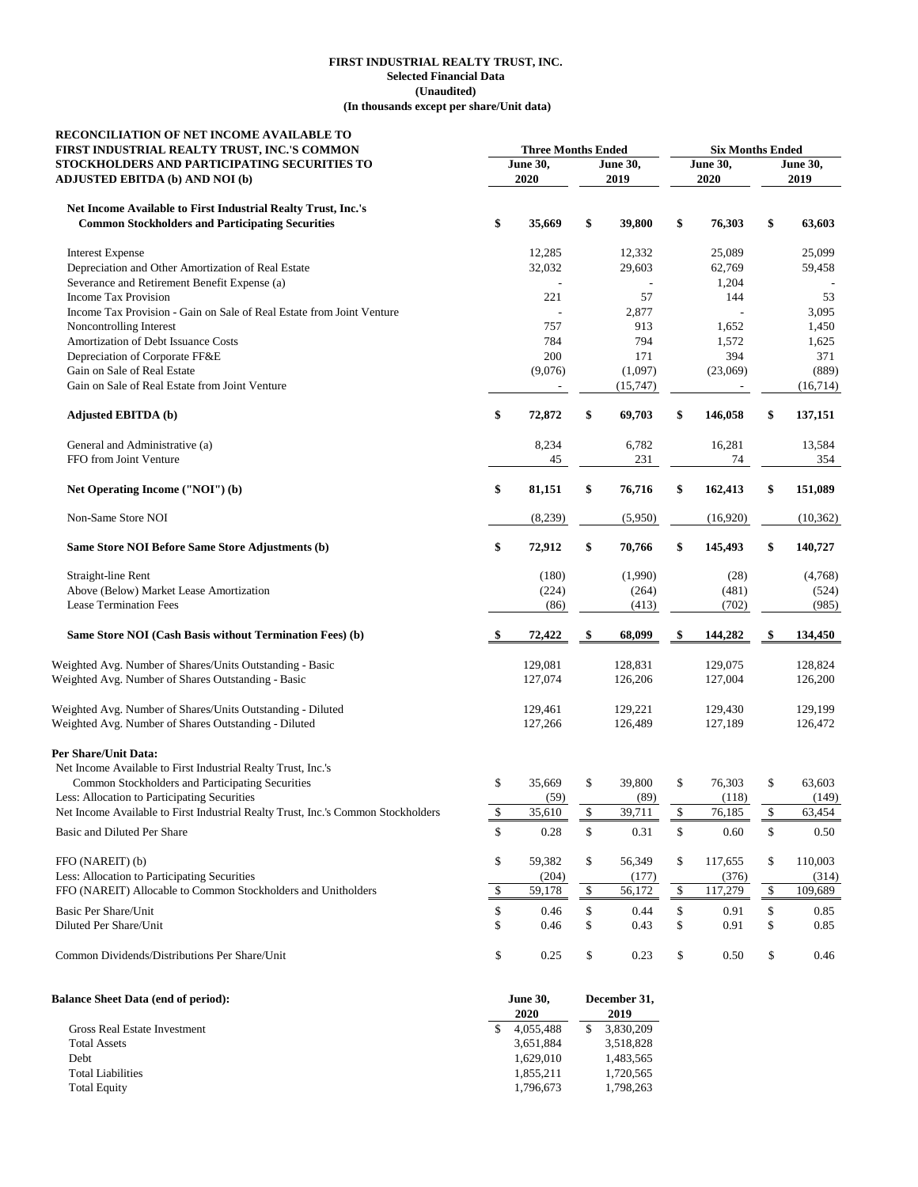**FIRST INDUSTRIAL REALTY TRUST, INC.**
**Selected Financial Data**
**(Unaudited)**
**(In thousands except per share/Unit data)**

| **RECONCILIATION OF NET INCOME AVAILABLE TO FIRST INDUSTRIAL REALTY TRUST, INC.'S COMMON STOCKHOLDERS AND PARTICIPATING SECURITIES TO ADJUSTED EBITDA (b) AND NOI (b)** | **Three Months Ended** | | **Six Months Ended** | |
|---|---|---|---|---|
| | **June 30, 2020** | **June 30, 2019** | **June 30, 2020** | **June 30, 2019** |
| **Net Income Available to First Industrial Realty Trust, Inc.'s Common Stockholders and Participating Securities** | **$ 35,669** | **$ 39,800** | **$ 76,303** | **$ 63,603** |
| Interest Expense | 12,285 | 12,332 | 25,089 | 25,099 |
| Depreciation and Other Amortization of Real Estate | 32,032 | 29,603 | 62,769 | 59,458 |
| Severance and Retirement Benefit Expense (a) | - | - | 1,204 | - |
| Income Tax Provision | 221 | 57 | 144 | 53 |
| Income Tax Provision - Gain on Sale of Real Estate from Joint Venture | - | 2,877 | - | 3,095 |
| Noncontrolling Interest | 757 | 913 | 1,652 | 1,450 |
| Amortization of Debt Issuance Costs | 784 | 794 | 1,572 | 1,625 |
| Depreciation of Corporate FF&E | 200 | 171 | 394 | 371 |
| Gain on Sale of Real Estate | (9,076) | (1,097) | (23,069) | (889) |
| Gain on Sale of Real Estate from Joint Venture | - | (15,747) | - | (16,714) |
| **Adjusted EBITDA (b)** | **$ 72,872** | **$ 69,703** | **$ 146,058** | **$ 137,151** |
| General and Administrative (a) | 8,234 | 6,782 | 16,281 | 13,584 |
| FFO from Joint Venture | 45 | 231 | 74 | 354 |
| **Net Operating Income ("NOI") (b)** | **$ 81,151** | **$ 76,716** | **$ 162,413** | **$ 151,089** |
| Non-Same Store NOI | (8,239) | (5,950) | (16,920) | (10,362) |
| **Same Store NOI Before Same Store Adjustments (b)** | **$ 72,912** | **$ 70,766** | **$ 145,493** | **$ 140,727** |
| Straight-line Rent | (180) | (1,990) | (28) | (4,768) |
| Above (Below) Market Lease Amortization | (224) | (264) | (481) | (524) |
| Lease Termination Fees | (86) | (413) | (702) | (985) |
| **Same Store NOI (Cash Basis without Termination Fees) (b)** | **$ 72,422** | **$ 68,099** | **$ 144,282** | **$ 134,450** |
| Weighted Avg. Number of Shares/Units Outstanding - Basic | 129,081 | 128,831 | 129,075 | 128,824 |
| Weighted Avg. Number of Shares Outstanding - Basic | 127,074 | 126,206 | 127,004 | 126,200 |
| Weighted Avg. Number of Shares/Units Outstanding - Diluted | 129,461 | 129,221 | 129,430 | 129,199 |
| Weighted Avg. Number of Shares Outstanding - Diluted | 127,266 | 126,489 | 127,189 | 126,472 |
| **Per Share/Unit Data:** | | | | |
| Net Income Available to First Industrial Realty Trust, Inc.'s Common Stockholders and Participating Securities | $ 35,669 | $ 39,800 | $ 76,303 | $ 63,603 |
| Less: Allocation to Participating Securities | (59) | (89) | (118) | (149) |
| Net Income Available to First Industrial Realty Trust, Inc.'s Common Stockholders | $ 35,610 | $ 39,711 | $ 76,185 | $ 63,454 |
| Basic and Diluted Per Share | $ 0.28 | $ 0.31 | $ 0.60 | $ 0.50 |
| FFO (NAREIT) (b) | $ 59,382 | $ 56,349 | $ 117,655 | $ 110,003 |
| Less: Allocation to Participating Securities | (204) | (177) | (376) | (314) |
| FFO (NAREIT) Allocable to Common Stockholders and Unitholders | $ 59,178 | $ 56,172 | $ 117,279 | $ 109,689 |
| Basic Per Share/Unit | $ 0.46 | $ 0.44 | $ 0.91 | $ 0.85 |
| Diluted Per Share/Unit | $ 0.46 | $ 0.43 | $ 0.91 | $ 0.85 |
| Common Dividends/Distributions Per Share/Unit | $ 0.25 | $ 0.23 | $ 0.50 | $ 0.46 |

| **Balance Sheet Data (end of period):** | **June 30, 2020** | **December 31, 2019** |
|---|---|---|
| Gross Real Estate Investment | $ 4,055,488 | $ 3,830,209 |
| Total Assets | 3,651,884 | 3,518,828 |
| Debt | 1,629,010 | 1,483,565 |
| Total Liabilities | 1,855,211 | 1,720,565 |
| Total Equity | 1,796,673 | 1,798,263 |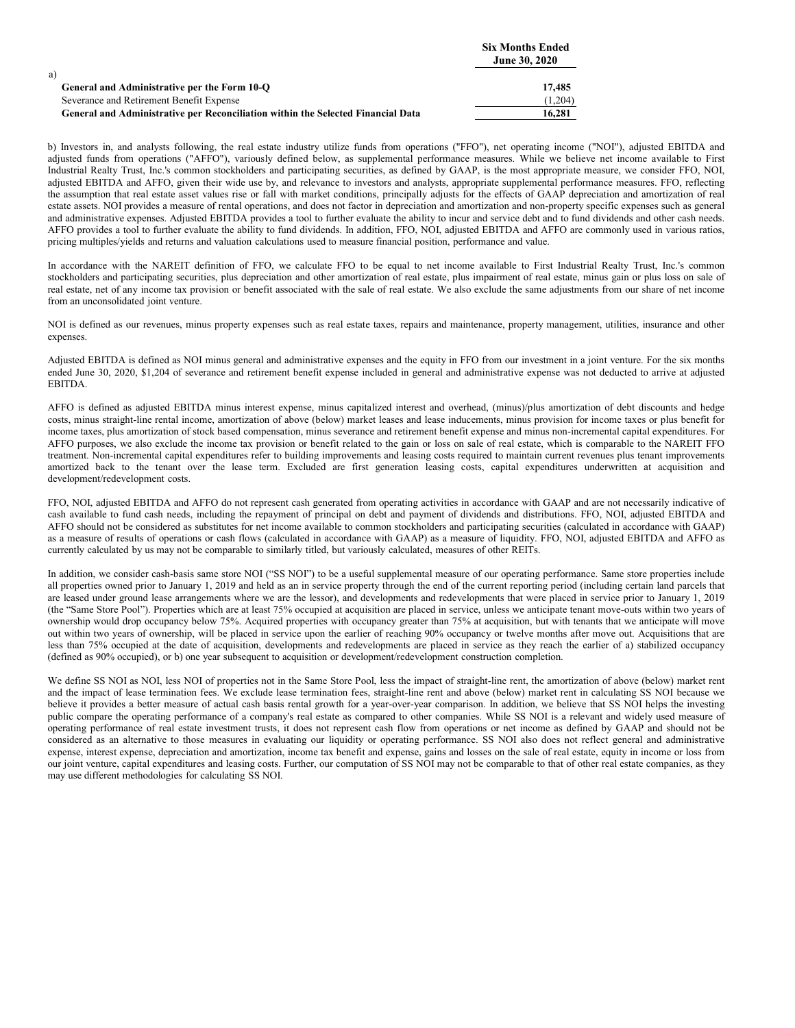| | Six Months Ended June 30, 2020 |
|---|---|
| a) | |
| **General and Administrative per the Form 10-Q** | **17,485** |
| Severance and Retirement Benefit Expense | (1,204) |
| **General and Administrative per Reconciliation within the Selected Financial Data** | **16,281** |

b) Investors in, and analysts following, the real estate industry utilize funds from operations ("FFO"), net operating income ("NOI"), adjusted EBITDA and adjusted funds from operations ("AFFO"), variously defined below, as supplemental performance measures. While we believe net income available to First Industrial Realty Trust, Inc.'s common stockholders and participating securities, as defined by GAAP, is the most appropriate measure, we consider FFO, NOI, adjusted EBITDA and AFFO, given their wide use by, and relevance to investors and analysts, appropriate supplemental performance measures. FFO, reflecting the assumption that real estate asset values rise or fall with market conditions, principally adjusts for the effects of GAAP depreciation and amortization of real estate assets. NOI provides a measure of rental operations, and does not factor in depreciation and amortization and non-property specific expenses such as general and administrative expenses. Adjusted EBITDA provides a tool to further evaluate the ability to incur and service debt and to fund dividends and other cash needs. AFFO provides a tool to further evaluate the ability to fund dividends. In addition, FFO, NOI, adjusted EBITDA and AFFO are commonly used in various ratios, pricing multiples/yields and returns and valuation calculations used to measure financial position, performance and value.

In accordance with the NAREIT definition of FFO, we calculate FFO to be equal to net income available to First Industrial Realty Trust, Inc.'s common stockholders and participating securities, plus depreciation and other amortization of real estate, plus impairment of real estate, minus gain or plus loss on sale of real estate, net of any income tax provision or benefit associated with the sale of real estate. We also exclude the same adjustments from our share of net income from an unconsolidated joint venture.

NOI is defined as our revenues, minus property expenses such as real estate taxes, repairs and maintenance, property management, utilities, insurance and other expenses.

Adjusted EBITDA is defined as NOI minus general and administrative expenses and the equity in FFO from our investment in a joint venture. For the six months ended June 30, 2020, $1,204 of severance and retirement benefit expense included in general and administrative expense was not deducted to arrive at adjusted EBITDA.

AFFO is defined as adjusted EBITDA minus interest expense, minus capitalized interest and overhead, (minus)/plus amortization of debt discounts and hedge costs, minus straight-line rental income, amortization of above (below) market leases and lease inducements, minus provision for income taxes or plus benefit for income taxes, plus amortization of stock based compensation, minus severance and retirement benefit expense and minus non-incremental capital expenditures. For AFFO purposes, we also exclude the income tax provision or benefit related to the gain or loss on sale of real estate, which is comparable to the NAREIT FFO treatment. Non-incremental capital expenditures refer to building improvements and leasing costs required to maintain current revenues plus tenant improvements amortized back to the tenant over the lease term. Excluded are first generation leasing costs, capital expenditures underwritten at acquisition and development/redevelopment costs.

FFO, NOI, adjusted EBITDA and AFFO do not represent cash generated from operating activities in accordance with GAAP and are not necessarily indicative of cash available to fund cash needs, including the repayment of principal on debt and payment of dividends and distributions. FFO, NOI, adjusted EBITDA and AFFO should not be considered as substitutes for net income available to common stockholders and participating securities (calculated in accordance with GAAP) as a measure of results of operations or cash flows (calculated in accordance with GAAP) as a measure of liquidity. FFO, NOI, adjusted EBITDA and AFFO as currently calculated by us may not be comparable to similarly titled, but variously calculated, measures of other REITs.

In addition, we consider cash-basis same store NOI ("SS NOI") to be a useful supplemental measure of our operating performance. Same store properties include all properties owned prior to January 1, 2019 and held as an in service property through the end of the current reporting period (including certain land parcels that are leased under ground lease arrangements where we are the lessor), and developments and redevelopments that were placed in service prior to January 1, 2019 (the "Same Store Pool"). Properties which are at least 75% occupied at acquisition are placed in service, unless we anticipate tenant move-outs within two years of ownership would drop occupancy below 75%. Acquired properties with occupancy greater than 75% at acquisition, but with tenants that we anticipate will move out within two years of ownership, will be placed in service upon the earlier of reaching 90% occupancy or twelve months after move out. Acquisitions that are less than 75% occupied at the date of acquisition, developments and redevelopments are placed in service as they reach the earlier of a) stabilized occupancy (defined as 90% occupied), or b) one year subsequent to acquisition or development/redevelopment construction completion.

We define SS NOI as NOI, less NOI of properties not in the Same Store Pool, less the impact of straight-line rent, the amortization of above (below) market rent and the impact of lease termination fees. We exclude lease termination fees, straight-line rent and above (below) market rent in calculating SS NOI because we believe it provides a better measure of actual cash basis rental growth for a year-over-year comparison. In addition, we believe that SS NOI helps the investing public compare the operating performance of a company's real estate as compared to other companies. While SS NOI is a relevant and widely used measure of operating performance of real estate investment trusts, it does not represent cash flow from operations or net income as defined by GAAP and should not be considered as an alternative to those measures in evaluating our liquidity or operating performance. SS NOI also does not reflect general and administrative expense, interest expense, depreciation and amortization, income tax benefit and expense, gains and losses on the sale of real estate, equity in income or loss from our joint venture, capital expenditures and leasing costs. Further, our computation of SS NOI may not be comparable to that of other real estate companies, as they may use different methodologies for calculating SS NOI.